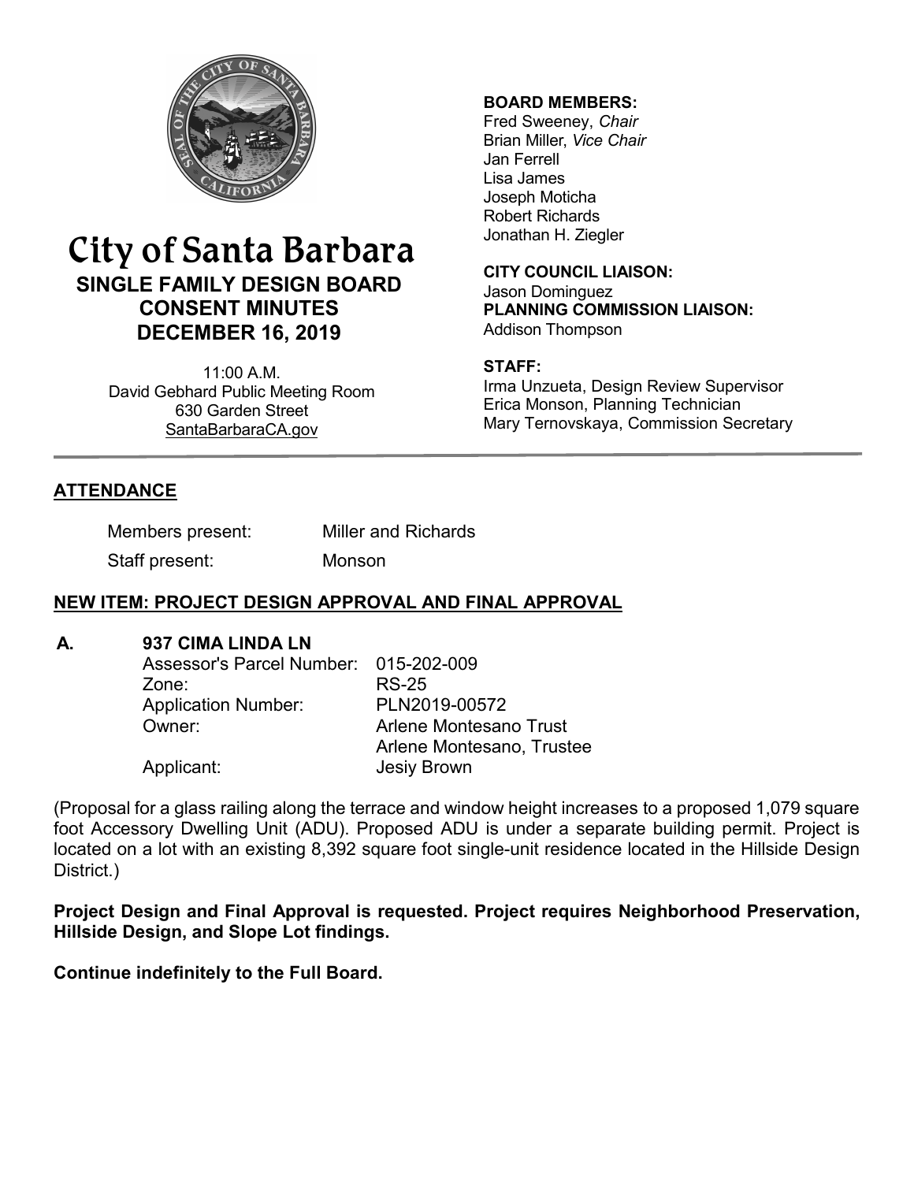# City of Santa Barbara

## SINGLE FAMILY DESIGN BOARD CONSENT MINUTES DECEMBER 16, 2019

11:00 A.M.
David Gebhard Public Meeting Room
630 Garden Street
SantaBarbaraCA.gov

**BOARD MEMBERS:**
Fred Sweeney, *Chair*
Brian Miller, *Vice Chair*
Jan Ferrell
Lisa James
Joseph Moticha
Robert Richards
Jonathan H. Ziegler

**CITY COUNCIL LIAISON:**
Jason Dominguez

**PLANNING COMMISSION LIAISON:**
Addison Thompson

**STAFF:**
Irma Unzueta, Design Review Supervisor
Erica Monson, Planning Technician
Mary Ternovskaya, Commission Secretary

---

## ATTENDANCE

Members present: Miller and Richards

Staff present: Monson

## NEW ITEM: PROJECT DESIGN APPROVAL AND FINAL APPROVAL

**A. 937 CIMA LINDA LN**

Assessor's Parcel Number: 015-202-009
Zone: RS-25
Application Number: PLN2019-00572
Owner: Arlene Montesano Trust
Arlene Montesano, Trustee
Applicant: Jesiy Brown

(Proposal for a glass railing along the terrace and window height increases to a proposed 1,079 square foot Accessory Dwelling Unit (ADU). Proposed ADU is under a separate building permit. Project is located on a lot with an existing 8,392 square foot single-unit residence located in the Hillside Design District.)

**Project Design and Final Approval is requested. Project requires Neighborhood Preservation, Hillside Design, and Slope Lot findings.**

**Continue indefinitely to the Full Board.**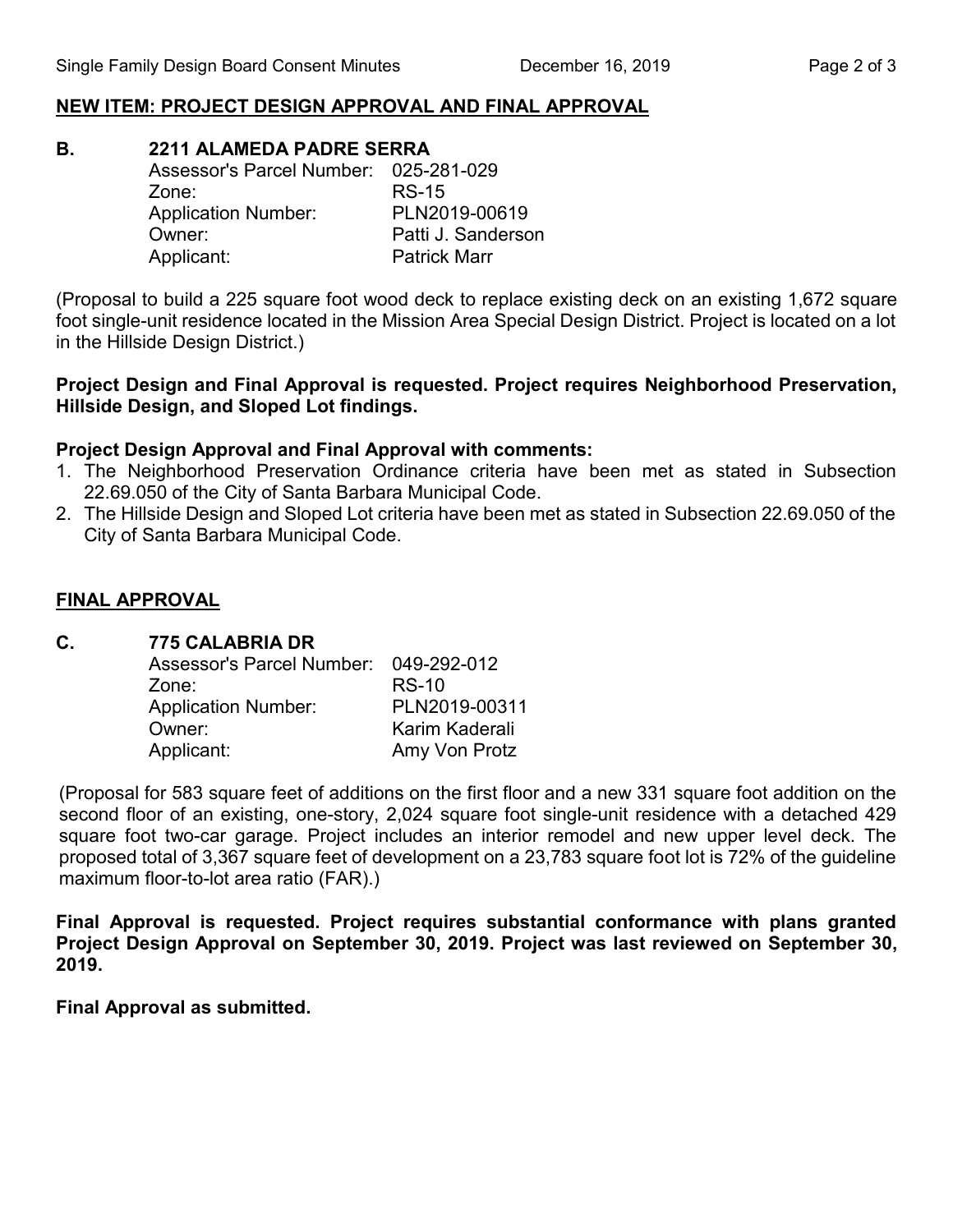## NEW ITEM: PROJECT DESIGN APPROVAL AND FINAL APPROVAL

### B. 2211 ALAMEDA PADRE SERRA

| | |
|---|---|
| Assessor's Parcel Number: | 025-281-029 |
| Zone: | RS-15 |
| Application Number: | PLN2019-00619 |
| Owner: | Patti J. Sanderson |
| Applicant: | Patrick Marr |

(Proposal to build a 225 square foot wood deck to replace existing deck on an existing 1,672 square foot single-unit residence located in the Mission Area Special Design District. Project is located on a lot in the Hillside Design District.)

**Project Design and Final Approval is requested. Project requires Neighborhood Preservation, Hillside Design, and Sloped Lot findings.**

**Project Design Approval and Final Approval with comments:**

1. The Neighborhood Preservation Ordinance criteria have been met as stated in Subsection 22.69.050 of the City of Santa Barbara Municipal Code.
2. The Hillside Design and Sloped Lot criteria have been met as stated in Subsection 22.69.050 of the City of Santa Barbara Municipal Code.

## FINAL APPROVAL

### C. 775 CALABRIA DR

| | |
|---|---|
| Assessor's Parcel Number: | 049-292-012 |
| Zone: | RS-10 |
| Application Number: | PLN2019-00311 |
| Owner: | Karim Kaderali |
| Applicant: | Amy Von Protz |

(Proposal for 583 square feet of additions on the first floor and a new 331 square foot addition on the second floor of an existing, one-story, 2,024 square foot single-unit residence with a detached 429 square foot two-car garage. Project includes an interior remodel and new upper level deck. The proposed total of 3,367 square feet of development on a 23,783 square foot lot is 72% of the guideline maximum floor-to-lot area ratio (FAR).)

**Final Approval is requested. Project requires substantial conformance with plans granted Project Design Approval on September 30, 2019. Project was last reviewed on September 30, 2019.**

**Final Approval as submitted.**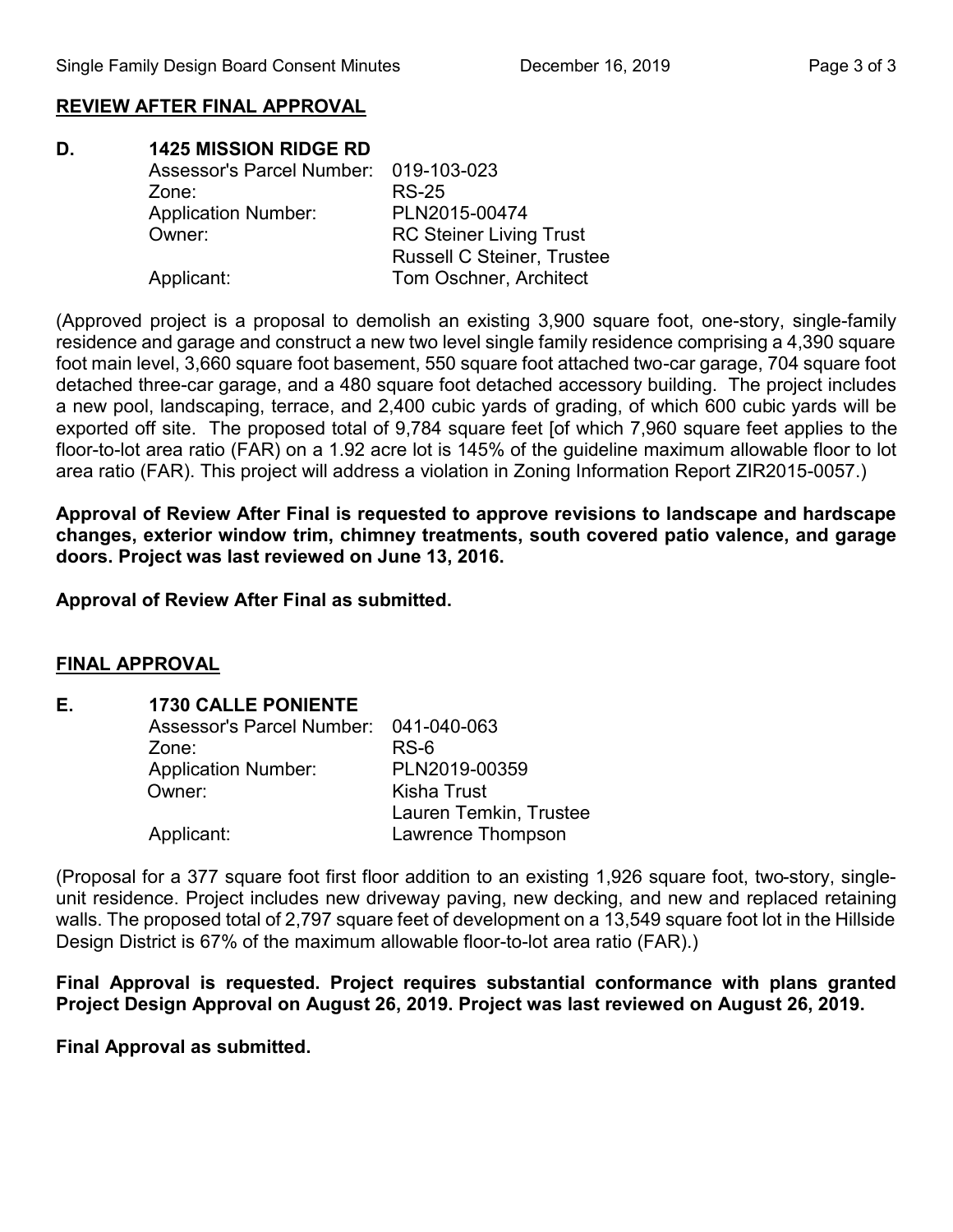## REVIEW AFTER FINAL APPROVAL

**D. 1425 MISSION RIDGE RD**

| | |
|---|---|
| Assessor's Parcel Number: | 019-103-023 |
| Zone: | RS-25 |
| Application Number: | PLN2015-00474 |
| Owner: | RC Steiner Living Trust<br>Russell C Steiner, Trustee |
| Applicant: | Tom Oschner, Architect |

(Approved project is a proposal to demolish an existing 3,900 square foot, one-story, single-family residence and garage and construct a new two level single family residence comprising a 4,390 square foot main level, 3,660 square foot basement, 550 square foot attached two-car garage, 704 square foot detached three-car garage, and a 480 square foot detached accessory building. The project includes a new pool, landscaping, terrace, and 2,400 cubic yards of grading, of which 600 cubic yards will be exported off site. The proposed total of 9,784 square feet [of which 7,960 square feet applies to the floor-to-lot area ratio (FAR) on a 1.92 acre lot is 145% of the guideline maximum allowable floor to lot area ratio (FAR). This project will address a violation in Zoning Information Report ZIR2015-0057.)

**Approval of Review After Final is requested to approve revisions to landscape and hardscape changes, exterior window trim, chimney treatments, south covered patio valence, and garage doors. Project was last reviewed on June 13, 2016.**

**Approval of Review After Final as submitted.**

## FINAL APPROVAL

**E. 1730 CALLE PONIENTE**

| | |
|---|---|
| Assessor's Parcel Number: | 041-040-063 |
| Zone: | RS-6 |
| Application Number: | PLN2019-00359 |
| Owner: | Kisha Trust<br>Lauren Temkin, Trustee |
| Applicant: | Lawrence Thompson |

(Proposal for a 377 square foot first floor addition to an existing 1,926 square foot, two-story, single-unit residence. Project includes new driveway paving, new decking, and new and replaced retaining walls. The proposed total of 2,797 square feet of development on a 13,549 square foot lot in the Hillside Design District is 67% of the maximum allowable floor-to-lot area ratio (FAR).)

**Final Approval is requested. Project requires substantial conformance with plans granted Project Design Approval on August 26, 2019. Project was last reviewed on August 26, 2019.**

**Final Approval as submitted.**